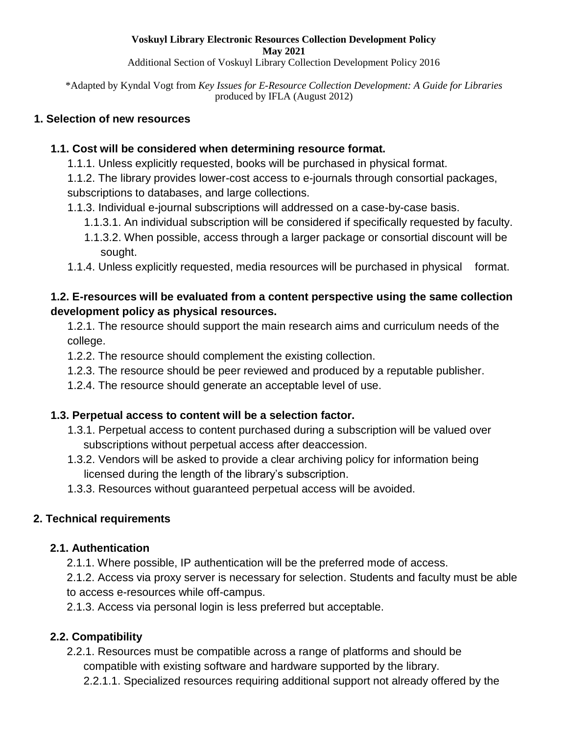**Voskuyl Library Electronic Resources Collection Development Policy**
**May 2021**
Additional Section of Voskuyl Library Collection Development Policy 2016

*Adapted by Kyndal Vogt from *Key Issues for E-Resource Collection Development: A Guide for Libraries* produced by IFLA (August 2012)

## 1. Selection of new resources

### 1.1. Cost will be considered when determining resource format.

1.1.1. Unless explicitly requested, books will be purchased in physical format.

1.1.2. The library provides lower-cost access to e-journals through consortial packages, subscriptions to databases, and large collections.

1.1.3. Individual e-journal subscriptions will addressed on a case-by-case basis.

1.1.3.1. An individual subscription will be considered if specifically requested by faculty.

1.1.3.2. When possible, access through a larger package or consortial discount will be sought.

1.1.4. Unless explicitly requested, media resources will be purchased in physical format.

### 1.2. E-resources will be evaluated from a content perspective using the same collection development policy as physical resources.

1.2.1. The resource should support the main research aims and curriculum needs of the college.

1.2.2. The resource should complement the existing collection.

1.2.3. The resource should be peer reviewed and produced by a reputable publisher.

1.2.4. The resource should generate an acceptable level of use.

### 1.3. Perpetual access to content will be a selection factor.

1.3.1. Perpetual access to content purchased during a subscription will be valued over subscriptions without perpetual access after deaccession.

1.3.2. Vendors will be asked to provide a clear archiving policy for information being licensed during the length of the library's subscription.

1.3.3. Resources without guaranteed perpetual access will be avoided.

## 2. Technical requirements

### 2.1. Authentication

2.1.1. Where possible, IP authentication will be the preferred mode of access.

2.1.2. Access via proxy server is necessary for selection. Students and faculty must be able to access e-resources while off-campus.

2.1.3. Access via personal login is less preferred but acceptable.

### 2.2. Compatibility

2.2.1. Resources must be compatible across a range of platforms and should be compatible with existing software and hardware supported by the library.

2.2.1.1. Specialized resources requiring additional support not already offered by the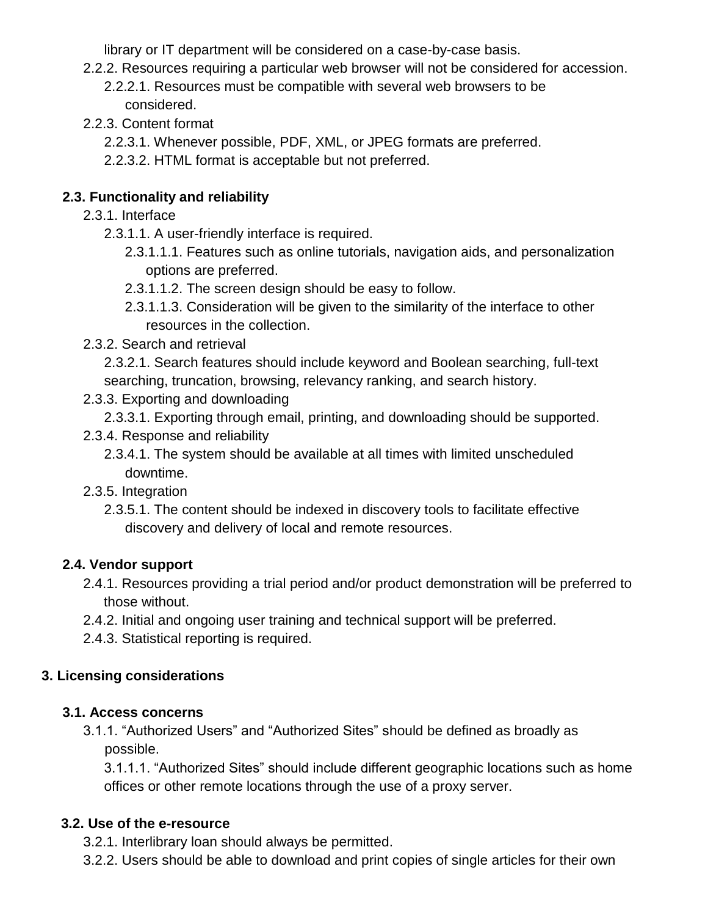library or IT department will be considered on a case-by-case basis.

- 2.2.2. Resources requiring a particular web browser will not be considered for accession.
  - 2.2.2.1. Resources must be compatible with several web browsers to be considered.
- 2.2.3. Content format
  - 2.2.3.1. Whenever possible, PDF, XML, or JPEG formats are preferred.
  - 2.2.3.2. HTML format is acceptable but not preferred.

### 2.3. Functionality and reliability

- 2.3.1. Interface
  - 2.3.1.1. A user-friendly interface is required.
    - 2.3.1.1.1. Features such as online tutorials, navigation aids, and personalization options are preferred.
    - 2.3.1.1.2. The screen design should be easy to follow.
    - 2.3.1.1.3. Consideration will be given to the similarity of the interface to other resources in the collection.
- 2.3.2. Search and retrieval
  - 2.3.2.1. Search features should include keyword and Boolean searching, full-text searching, truncation, browsing, relevancy ranking, and search history.
- 2.3.3. Exporting and downloading
  - 2.3.3.1. Exporting through email, printing, and downloading should be supported.
- 2.3.4. Response and reliability
  - 2.3.4.1. The system should be available at all times with limited unscheduled downtime.
- 2.3.5. Integration
  - 2.3.5.1. The content should be indexed in discovery tools to facilitate effective discovery and delivery of local and remote resources.

### 2.4. Vendor support

- 2.4.1. Resources providing a trial period and/or product demonstration will be preferred to those without.
- 2.4.2. Initial and ongoing user training and technical support will be preferred.
- 2.4.3. Statistical reporting is required.

## 3. Licensing considerations

### 3.1. Access concerns

- 3.1.1. “Authorized Users” and “Authorized Sites” should be defined as broadly as possible.
  - 3.1.1.1. “Authorized Sites” should include different geographic locations such as home offices or other remote locations through the use of a proxy server.

### 3.2. Use of the e-resource

- 3.2.1. Interlibrary loan should always be permitted.
- 3.2.2. Users should be able to download and print copies of single articles for their own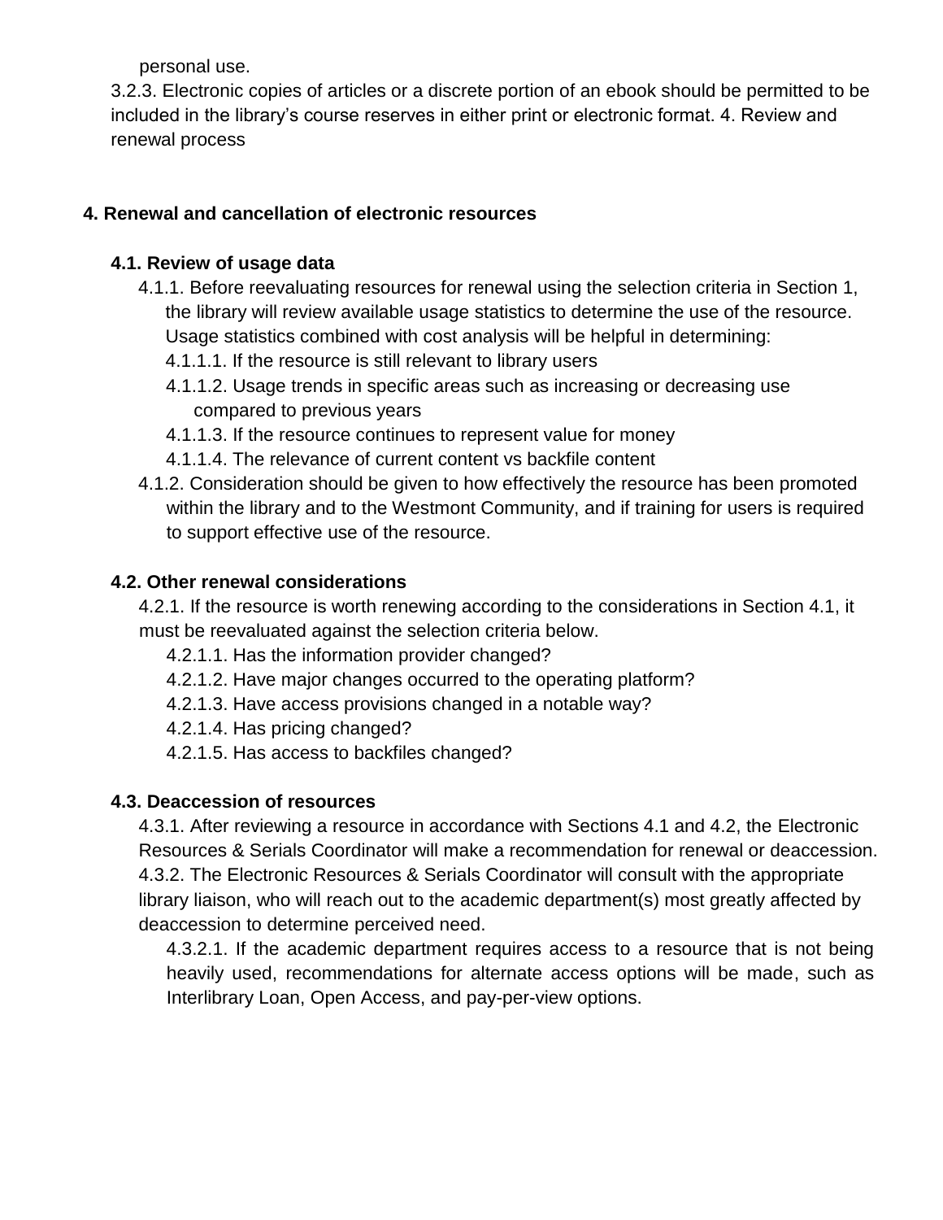personal use.

3.2.3. Electronic copies of articles or a discrete portion of an ebook should be permitted to be included in the library's course reserves in either print or electronic format. 4. Review and renewal process

## 4. Renewal and cancellation of electronic resources

### 4.1. Review of usage data

4.1.1. Before reevaluating resources for renewal using the selection criteria in Section 1, the library will review available usage statistics to determine the use of the resource. Usage statistics combined with cost analysis will be helpful in determining:

- 4.1.1.1. If the resource is still relevant to library users
- 4.1.1.2. Usage trends in specific areas such as increasing or decreasing use compared to previous years
- 4.1.1.3. If the resource continues to represent value for money
- 4.1.1.4. The relevance of current content vs backfile content

4.1.2. Consideration should be given to how effectively the resource has been promoted within the library and to the Westmont Community, and if training for users is required to support effective use of the resource.

### 4.2. Other renewal considerations

4.2.1. If the resource is worth renewing according to the considerations in Section 4.1, it must be reevaluated against the selection criteria below.

- 4.2.1.1. Has the information provider changed?
- 4.2.1.2. Have major changes occurred to the operating platform?
- 4.2.1.3. Have access provisions changed in a notable way?
- 4.2.1.4. Has pricing changed?
- 4.2.1.5. Has access to backfiles changed?

### 4.3. Deaccession of resources

4.3.1. After reviewing a resource in accordance with Sections 4.1 and 4.2, the Electronic Resources & Serials Coordinator will make a recommendation for renewal or deaccession.

4.3.2. The Electronic Resources & Serials Coordinator will consult with the appropriate library liaison, who will reach out to the academic department(s) most greatly affected by deaccession to determine perceived need.

- 4.3.2.1. If the academic department requires access to a resource that is not being heavily used, recommendations for alternate access options will be made, such as Interlibrary Loan, Open Access, and pay-per-view options.